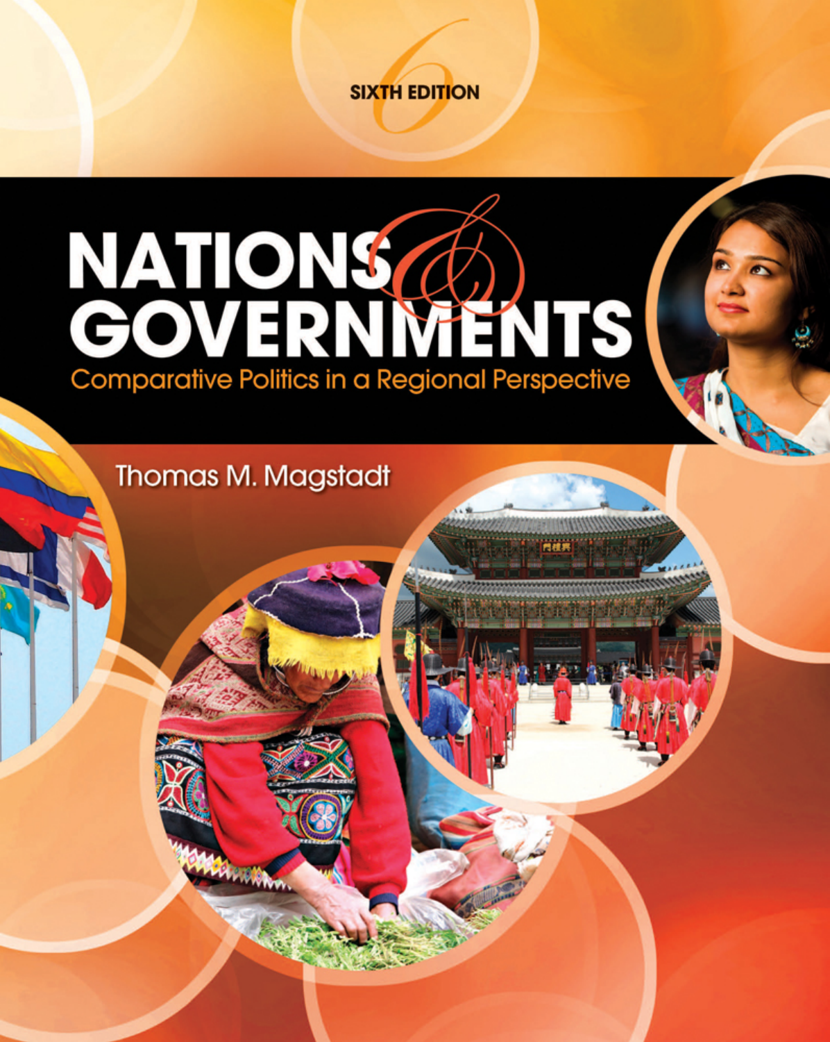SIXTH EDITION

# NATIONS & GOVERNMENTS

## Comparative Politics in a Regional Perspective

Thomas M. Magstadt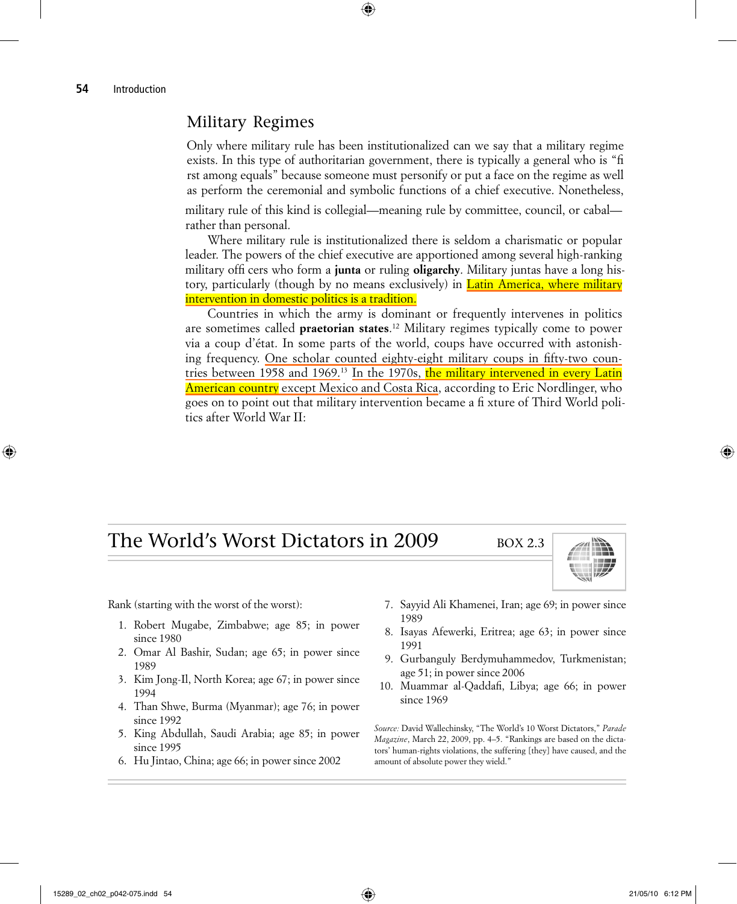## Military Regimes

Only where military rule has been institutionalized can we say that a military regime exists. In this type of authoritarian government, there is typically a general who is "first among equals" because someone must personify or put a face on the regime as well as perform the ceremonial and symbolic functions of a chief executive. Nonetheless, military rule of this kind is collegial—meaning rule by committee, council, or cabal—rather than personal.

Where military rule is institutionalized there is seldom a charismatic or popular leader. The powers of the chief executive are apportioned among several high-ranking military officers who form a **junta** or ruling **oligarchy**. Military juntas have a long history, particularly (though by no means exclusively) in Latin America, where military intervention in domestic politics is a tradition.

Countries in which the army is dominant or frequently intervenes in politics are sometimes called **praetorian states**.[12] Military regimes typically come to power via a coup d'état. In some parts of the world, coups have occurred with astonishing frequency. One scholar counted eighty-eight military coups in fifty-two countries between 1958 and 1969.[13] In the 1970s, the military intervened in every Latin American country except Mexico and Costa Rica, according to Eric Nordlinger, who goes on to point out that military intervention became a fixture of Third World politics after World War II:

## The World's Worst Dictators in 2009 — BOX 2.3

Rank (starting with the worst of the worst):

1. Robert Mugabe, Zimbabwe; age 85; in power since 1980
2. Omar Al Bashir, Sudan; age 65; in power since 1989
3. Kim Jong-Il, North Korea; age 67; in power since 1994
4. Than Shwe, Burma (Myanmar); age 76; in power since 1992
5. King Abdullah, Saudi Arabia; age 85; in power since 1995
6. Hu Jintao, China; age 66; in power since 2002
7. Sayyid Ali Khamenei, Iran; age 69; in power since 1989
8. Isayas Afewerki, Eritrea; age 63; in power since 1991
9. Gurbanguly Berdymuhammedov, Turkmenistan; age 51; in power since 2006
10. Muammar al-Qaddafi, Libya; age 66; in power since 1969

*Source:* David Wallechinsky, "The World's 10 Worst Dictators," *Parade Magazine*, March 22, 2009, pp. 4–5. "Rankings are based on the dictators' human-rights violations, the suffering [they] have caused, and the amount of absolute power they wield."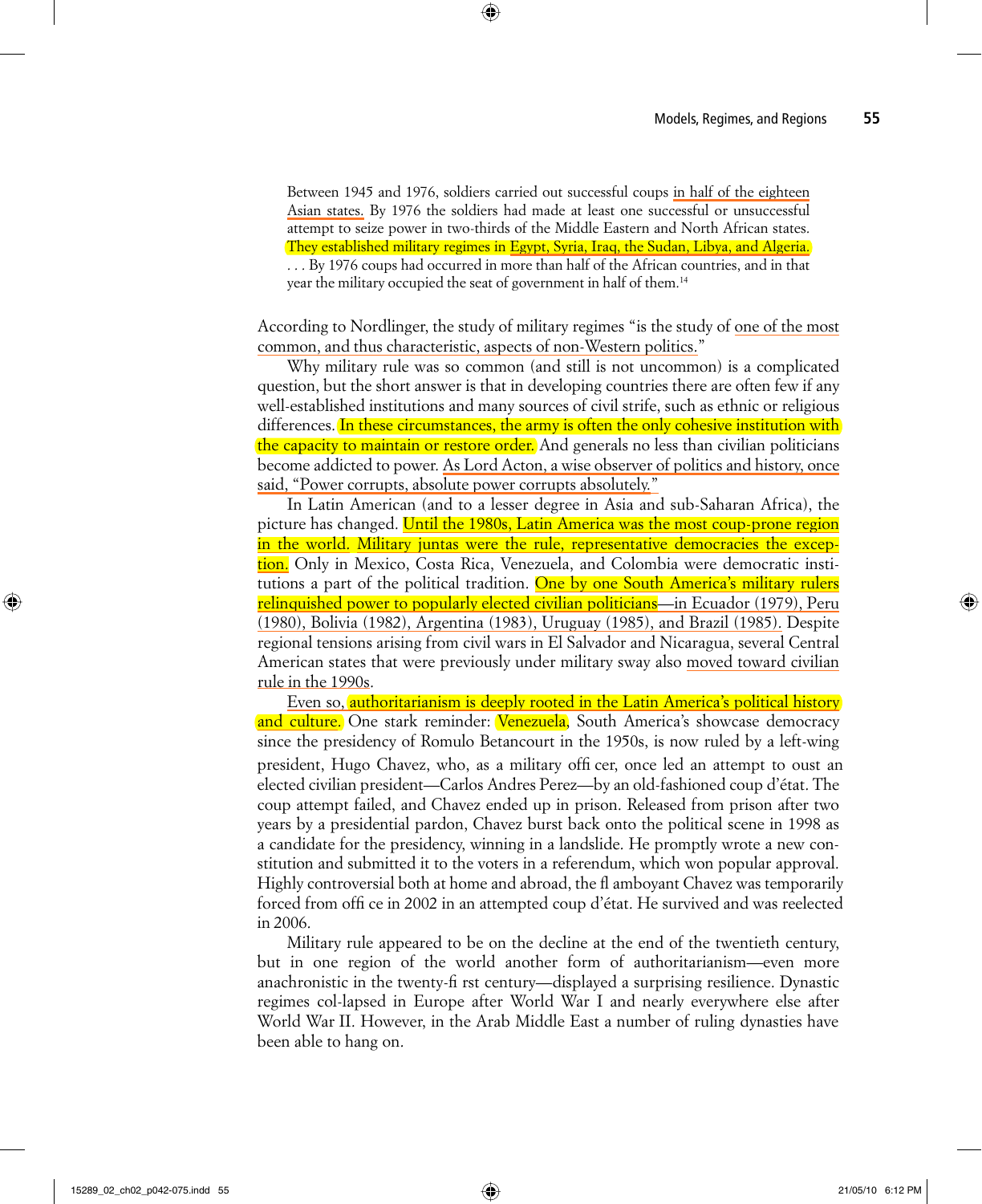> Between 1945 and 1976, soldiers carried out successful coups in half of the eighteen Asian states. By 1976 the soldiers had made at least one successful or unsuccessful attempt to seize power in two-thirds of the Middle Eastern and North African states. They established military regimes in Egypt, Syria, Iraq, the Sudan, Libya, and Algeria. . . . By 1976 coups had occurred in more than half of the African countries, and in that year the military occupied the seat of government in half of them.[14]

According to Nordlinger, the study of military regimes "is the study of one of the most common, and thus characteristic, aspects of non-Western politics."

Why military rule was so common (and still is not uncommon) is a complicated question, but the short answer is that in developing countries there are often few if any well-established institutions and many sources of civil strife, such as ethnic or religious differences. In these circumstances, the army is often the only cohesive institution with the capacity to maintain or restore order. And generals no less than civilian politicians become addicted to power. As Lord Acton, a wise observer of politics and history, once said, "Power corrupts, absolute power corrupts absolutely."

In Latin American (and to a lesser degree in Asia and sub-Saharan Africa), the picture has changed. Until the 1980s, Latin America was the most coup-prone region in the world. Military juntas were the rule, representative democracies the exception. Only in Mexico, Costa Rica, Venezuela, and Colombia were democratic institutions a part of the political tradition. One by one South America's military rulers relinquished power to popularly elected civilian politicians—in Ecuador (1979), Peru (1980), Bolivia (1982), Argentina (1983), Uruguay (1985), and Brazil (1985). Despite regional tensions arising from civil wars in El Salvador and Nicaragua, several Central American states that were previously under military sway also moved toward civilian rule in the 1990s.

Even so, authoritarianism is deeply rooted in the Latin America's political history and culture. One stark reminder: Venezuela, South America's showcase democracy since the presidency of Romulo Betancourt in the 1950s, is now ruled by a left-wing president, Hugo Chavez, who, as a military officer, once led an attempt to oust an elected civilian president—Carlos Andres Perez—by an old-fashioned coup d'état. The coup attempt failed, and Chavez ended up in prison. Released from prison after two years by a presidential pardon, Chavez burst back onto the political scene in 1998 as a candidate for the presidency, winning in a landslide. He promptly wrote a new constitution and submitted it to the voters in a referendum, which won popular approval. Highly controversial both at home and abroad, the flamboyant Chavez was temporarily forced from office in 2002 in an attempted coup d'état. He survived and was reelected in 2006.

Military rule appeared to be on the decline at the end of the twentieth century, but in one region of the world another form of authoritarianism—even more anachronistic in the twenty-first century—displayed a surprising resilience. Dynastic regimes col-lapsed in Europe after World War I and nearly everywhere else after World War II. However, in the Arab Middle East a number of ruling dynasties have been able to hang on.